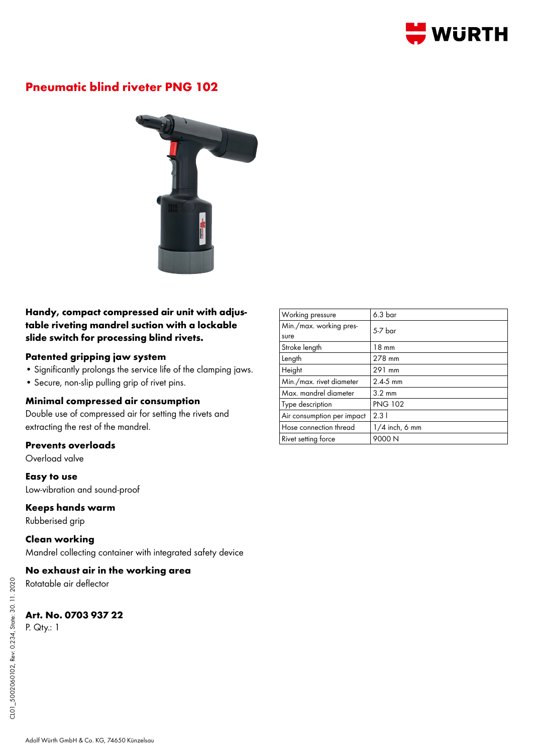# Pneumatic blind riveter PNG 102

**Handy, compact compressed air unit with adjustable riveting mandrel suction with a lockable slide switch for processing blind rivets.**

### Patented gripping jaw system

- Significantly prolongs the service life of the clamping jaws.
- Secure, non-slip pulling grip of rivet pins.

### Minimal compressed air consumption

Double use of compressed air for setting the rivets and extracting the rest of the mandrel.

### Prevents overloads

Overload valve

### Easy to use

Low-vibration and sound-proof

### Keeps hands warm

Rubberised grip

### Clean working

Mandrel collecting container with integrated safety device

### No exhaust air in the working area

Rotatable air deflector

| Working pressure | 6.3 bar |
| --- | --- |
| Min./max. working pressure | 5-7 bar |
| Stroke length | 18 mm |
| Length | 278 mm |
| Height | 291 mm |
| Min./max. rivet diameter | 2.4-5 mm |
| Max. mandrel diameter | 3.2 mm |
| Type description | PNG 102 |
| Air consumption per impact | 2.3 l |
| Hose connection thread | 1/4 inch, 6 mm |
| Rivet setting force | 9000 N |

**Art. No. 0703 937 22**
P. Qty.: 1

CL01_5002060102, Rev: 0.234, State: 30. 11. 2020

Adolf Würth GmbH & Co. KG, 74650 Künzelsau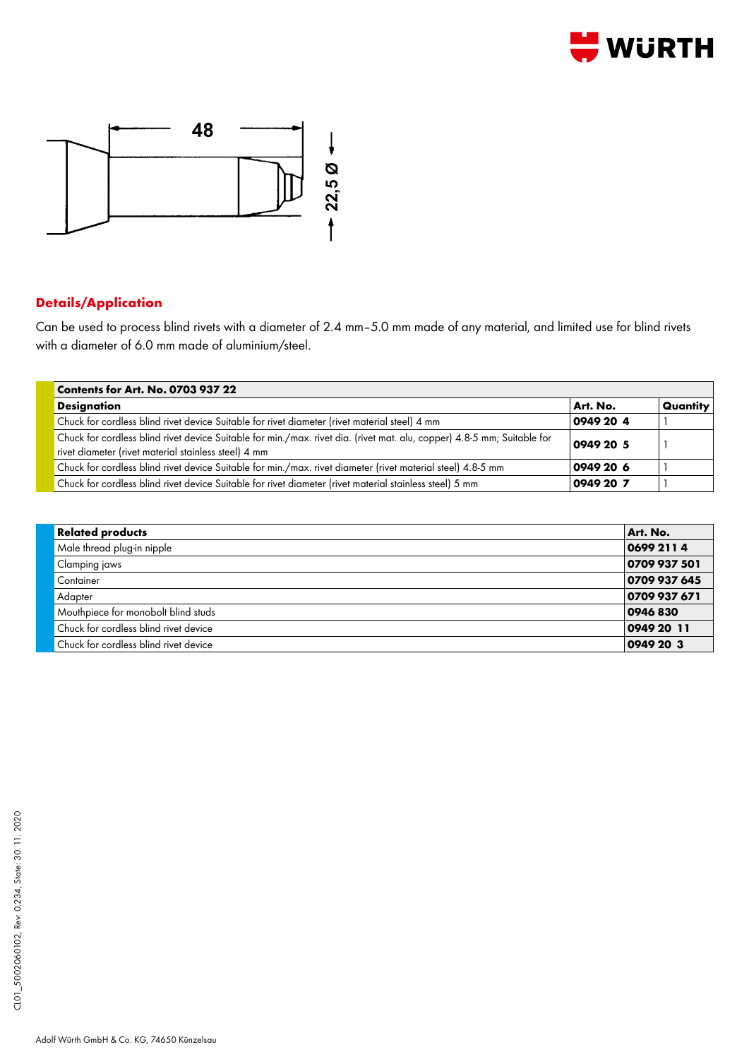48

22,5 Ø

## Details/Application

Can be used to process blind rivets with a diameter of 2.4 mm–5.0 mm made of any material, and limited use for blind rivets with a diameter of 6.0 mm made of aluminium/steel.

| Contents for Art. No. 0703 937 22 | | |
|---|---|---|
| **Designation** | **Art. No.** | **Quantity** |
| Chuck for cordless blind rivet device Suitable for rivet diameter (rivet material steel) 4 mm | **0949 20 4** | 1 |
| Chuck for cordless blind rivet device Suitable for min./max. rivet dia. (rivet mat. alu, copper) 4.8-5 mm; Suitable for rivet diameter (rivet material stainless steel) 4 mm | **0949 20 5** | 1 |
| Chuck for cordless blind rivet device Suitable for min./max. rivet diameter (rivet material steel) 4.8-5 mm | **0949 20 6** | 1 |
| Chuck for cordless blind rivet device Suitable for rivet diameter (rivet material stainless steel) 5 mm | **0949 20 7** | 1 |

| Related products | Art. No. |
|---|---|
| Male thread plug-in nipple | **0699 211 4** |
| Clamping jaws | **0709 937 501** |
| Container | **0709 937 645** |
| Adapter | **0709 937 671** |
| Mouthpiece for monobolt blind studs | **0946 830** |
| Chuck for cordless blind rivet device | **0949 20 11** |
| Chuck for cordless blind rivet device | **0949 20 3** |